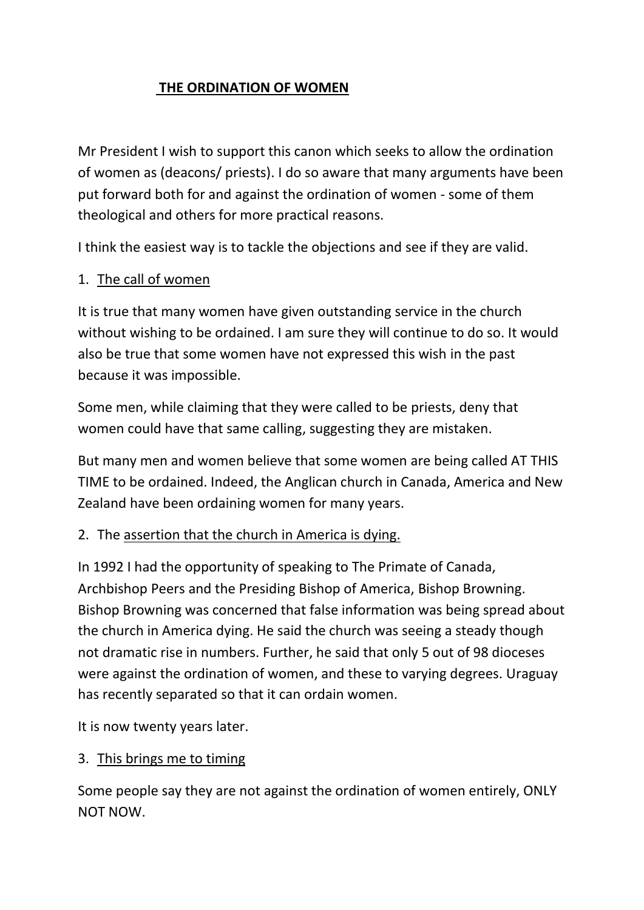# THE ORDINATION OF WOMEN

Mr President I wish to support this canon which seeks to allow the ordination of women as (deacons/ priests). I do so aware that many arguments have been put forward both for and against the ordination of women - some of them theological and others for more practical reasons.

I think the easiest way is to tackle the objections and see if they are valid.

1. <u>The call of women</u>

It is true that many women have given outstanding service in the church without wishing to be ordained. I am sure they will continue to do so. It would also be true that some women have not expressed this wish in the past because it was impossible.

Some men, while claiming that they were called to be priests, deny that women could have that same calling, suggesting they are mistaken.

But many men and women believe that some women are being called AT THIS TIME to be ordained. Indeed, the Anglican church in Canada, America and New Zealand have been ordaining women for many years.

2. The <u>assertion that the church in America is dying.</u>

In 1992 I had the opportunity of speaking to The Primate of Canada, Archbishop Peers and the Presiding Bishop of America, Bishop Browning. Bishop Browning was concerned that false information was being spread about the church in America dying. He said the church was seeing a steady though not dramatic rise in numbers. Further, he said that only 5 out of 98 dioceses were against the ordination of women, and these to varying degrees. Uraguay has recently separated so that it can ordain women.

It is now twenty years later.

3. <u>This brings me to timing</u>

Some people say they are not against the ordination of women entirely, ONLY NOT NOW.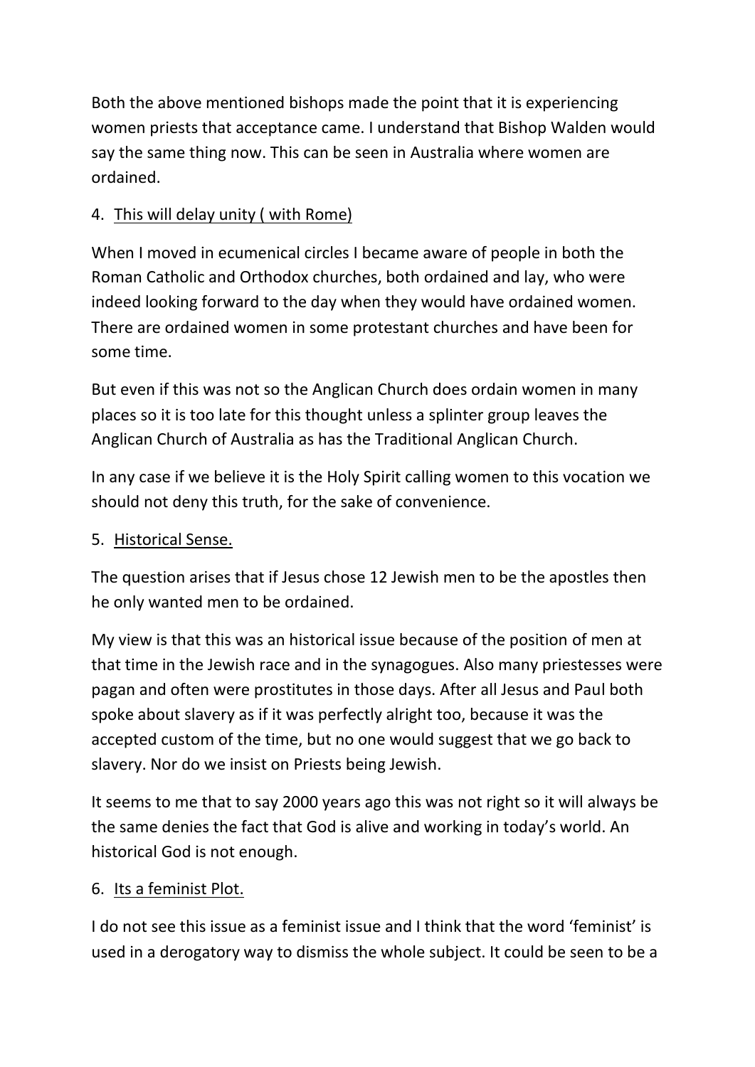Both the above mentioned bishops made the point that it is experiencing women priests that acceptance came. I understand that Bishop Walden would say the same thing now. This can be seen in Australia where women are ordained.

4. <u>This will delay unity ( with Rome)</u>

When I moved in ecumenical circles I became aware of people in both the Roman Catholic and Orthodox churches, both ordained and lay, who were indeed looking forward to the day when they would have ordained women. There are ordained women in some protestant churches and have been for some time.

But even if this was not so the Anglican Church does ordain women in many places so it is too late for this thought unless a splinter group leaves the Anglican Church of Australia as has the Traditional Anglican Church.

In any case if we believe it is the Holy Spirit calling women to this vocation we should not deny this truth, for the sake of convenience.

5. <u>Historical Sense.</u>

The question arises that if Jesus chose 12 Jewish men to be the apostles then he only wanted men to be ordained.

My view is that this was an historical issue because of the position of men at that time in the Jewish race and in the synagogues. Also many priestesses were pagan and often were prostitutes in those days. After all Jesus and Paul both spoke about slavery as if it was perfectly alright too, because it was the accepted custom of the time, but no one would suggest that we go back to slavery. Nor do we insist on Priests being Jewish.

It seems to me that to say 2000 years ago this was not right so it will always be the same denies the fact that God is alive and working in today's world. An historical God is not enough.

6. <u>Its a feminist Plot.</u>

I do not see this issue as a feminist issue and I think that the word 'feminist' is used in a derogatory way to dismiss the whole subject. It could be seen to be a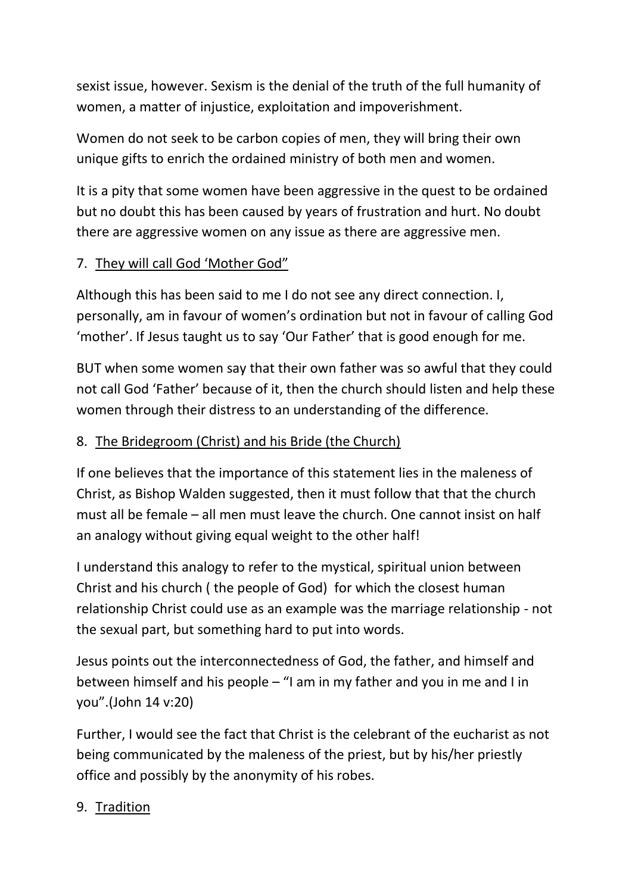sexist issue, however. Sexism is the denial of the truth of the full humanity of women, a matter of injustice, exploitation and impoverishment.

Women do not seek to be carbon copies of men, they will bring their own unique gifts to enrich the ordained ministry of both men and women.

It is a pity that some women have been aggressive in the quest to be ordained but no doubt this has been caused by years of frustration and hurt. No doubt there are aggressive women on any issue as there are aggressive men.

7. <u>They will call God 'Mother God"</u>

Although this has been said to me I do not see any direct connection. I, personally, am in favour of women's ordination but not in favour of calling God 'mother'. If Jesus taught us to say 'Our Father' that is good enough for me.

BUT when some women say that their own father was so awful that they could not call God 'Father' because of it, then the church should listen and help these women through their distress to an understanding of the difference.

8. <u>The Bridegroom (Christ) and his Bride (the Church)</u>

If one believes that the importance of this statement lies in the maleness of Christ, as Bishop Walden suggested, then it must follow that that the church must all be female – all men must leave the church. One cannot insist on half an analogy without giving equal weight to the other half!

I understand this analogy to refer to the mystical, spiritual union between Christ and his church ( the people of God) for which the closest human relationship Christ could use as an example was the marriage relationship - not the sexual part, but something hard to put into words.

Jesus points out the interconnectedness of God, the father, and himself and between himself and his people – "I am in my father and you in me and I in you".(John 14 v:20)

Further, I would see the fact that Christ is the celebrant of the eucharist as not being communicated by the maleness of the priest, but by his/her priestly office and possibly by the anonymity of his robes.

9. <u>Tradition</u>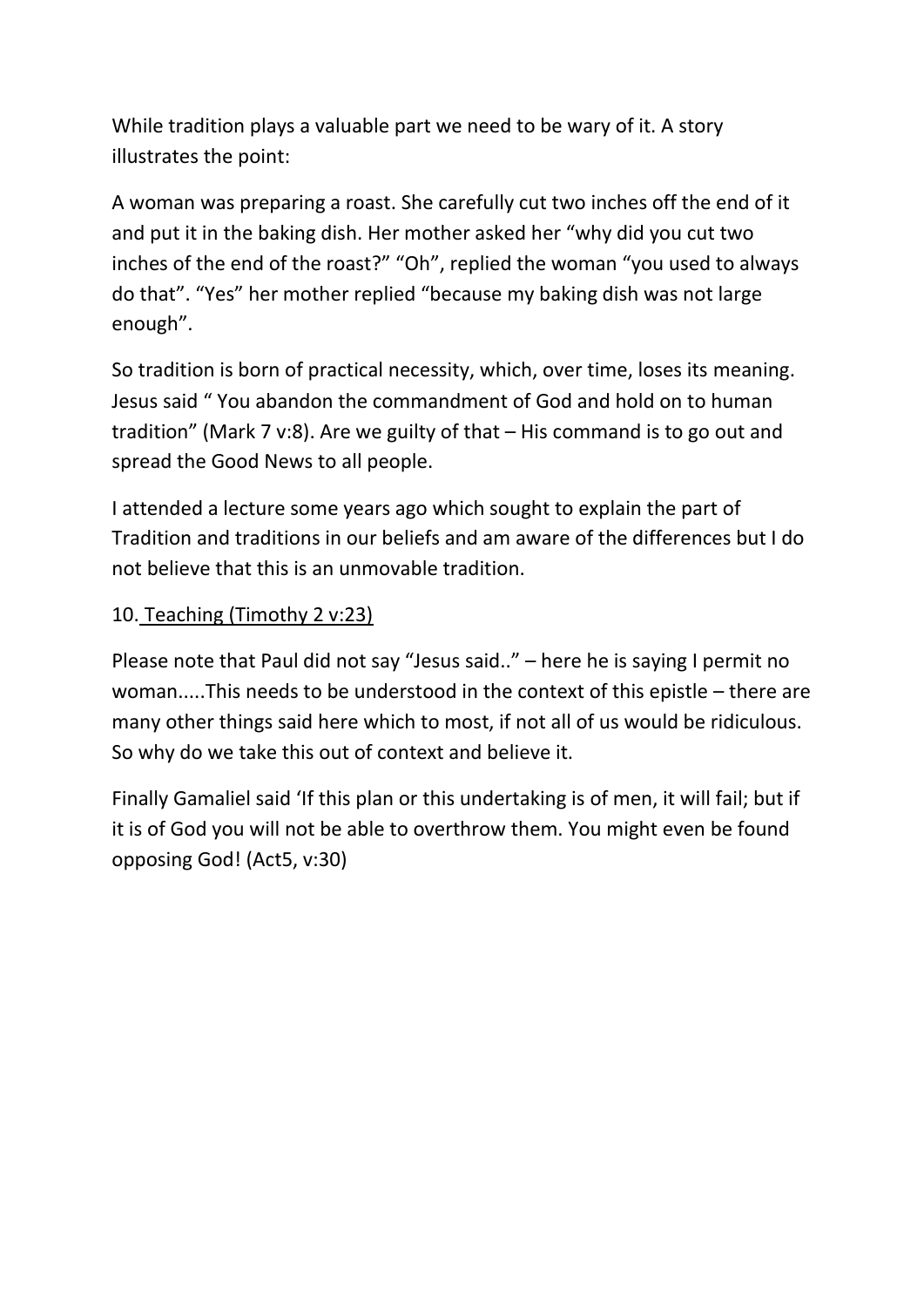While tradition plays a valuable part we need to be wary of it. A story illustrates the point:

A woman was preparing a roast. She carefully cut two inches off the end of it and put it in the baking dish. Her mother asked her "why did you cut two inches of the end of the roast?" "Oh", replied the woman "you used to always do that". "Yes" her mother replied "because my baking dish was not large enough".

So tradition is born of practical necessity, which, over time, loses its meaning. Jesus said " You abandon the commandment of God and hold on to human tradition" (Mark 7 v:8). Are we guilty of that – His command is to go out and spread the Good News to all people.

I attended a lecture some years ago which sought to explain the part of Tradition and traditions in our beliefs and am aware of the differences but I do not believe that this is an unmovable tradition.

10. <u>Teaching (Timothy 2 v:23)</u>

Please note that Paul did not say "Jesus said.." – here he is saying I permit no woman.....This needs to be understood in the context of this epistle – there are many other things said here which to most, if not all of us would be ridiculous. So why do we take this out of context and believe it.

Finally Gamaliel said 'If this plan or this undertaking is of men, it will fail; but if it is of God you will not be able to overthrow them. You might even be found opposing God! (Act5, v:30)